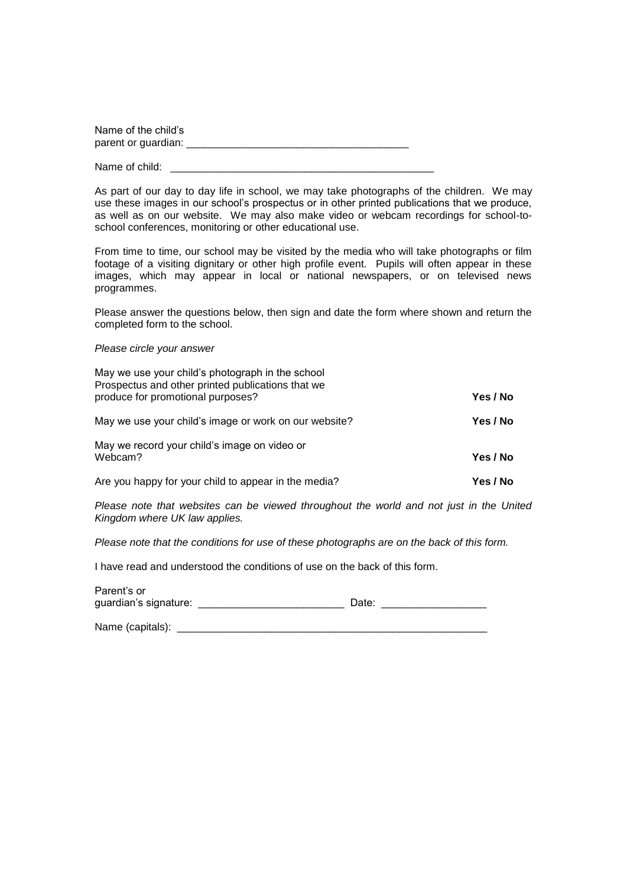Name of the child's parent or guardian: _______________________________________

Name of child: _______________________________________________

As part of our day to day life in school, we may take photographs of the children. We may use these images in our school's prospectus or in other printed publications that we produce, as well as on our website. We may also make video or webcam recordings for school-to-school conferences, monitoring or other educational use.

From time to time, our school may be visited by the media who will take photographs or film footage of a visiting dignitary or other high profile event. Pupils will often appear in these images, which may appear in local or national newspapers, or on televised news programmes.

Please answer the questions below, then sign and date the form where shown and return the completed form to the school.

*Please circle your answer*

| | |
|---|---|
| May we use your child's photograph in the school Prospectus and other printed publications that we produce for promotional purposes? | **Yes / No** |
| May we use your child's image or work on our website? | **Yes / No** |
| May we record your child's image on video or Webcam? | **Yes / No** |
| Are you happy for your child to appear in the media? | **Yes / No** |

*Please note that websites can be viewed throughout the world and not just in the United Kingdom where UK law applies.*

*Please note that the conditions for use of these photographs are on the back of this form.*

I have read and understood the conditions of use on the back of this form.

Parent's or guardian's signature: _________________________ Date: __________________

Name (capitals): _______________________________________________________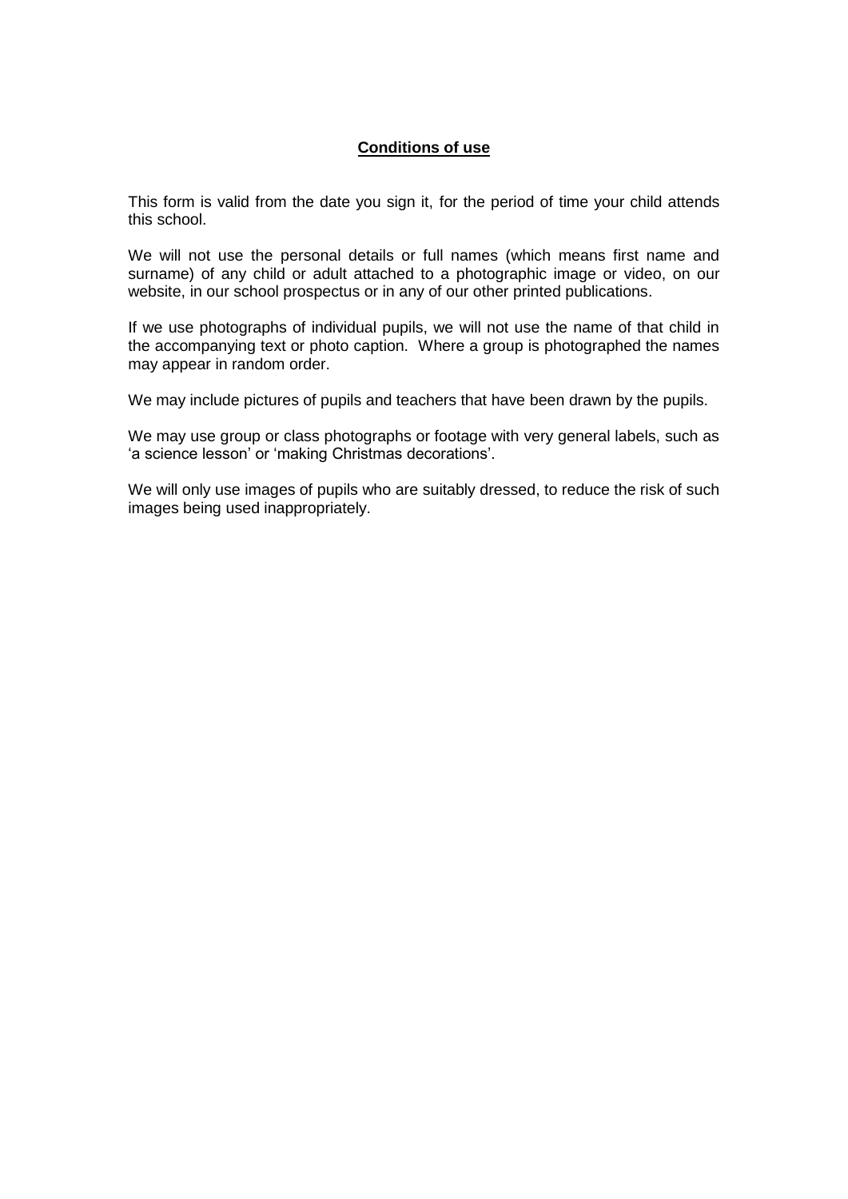## Conditions of use

This form is valid from the date you sign it, for the period of time your child attends this school.

We will not use the personal details or full names (which means first name and surname) of any child or adult attached to a photographic image or video, on our website, in our school prospectus or in any of our other printed publications.

If we use photographs of individual pupils, we will not use the name of that child in the accompanying text or photo caption. Where a group is photographed the names may appear in random order.

We may include pictures of pupils and teachers that have been drawn by the pupils.

We may use group or class photographs or footage with very general labels, such as 'a science lesson' or 'making Christmas decorations'.

We will only use images of pupils who are suitably dressed, to reduce the risk of such images being used inappropriately.